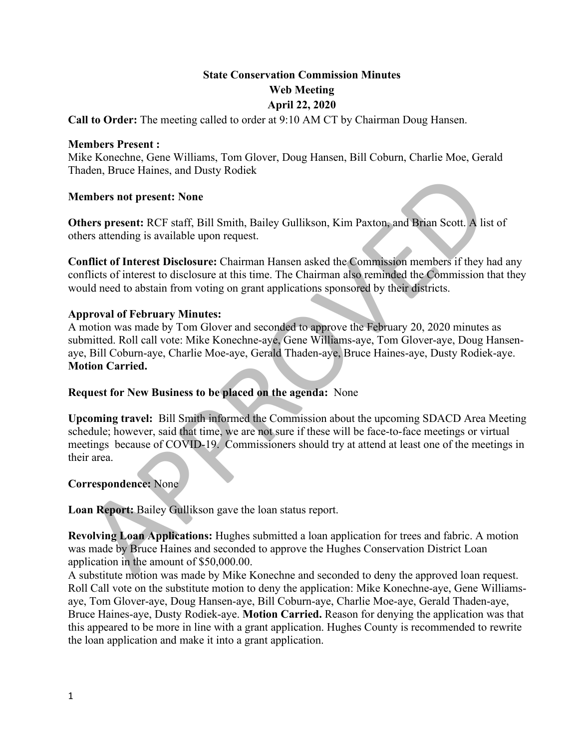# State Conservation Commission Minutes

## Web Meeting

## April 22, 2020

**Call to Order:** The meeting called to order at 9:10 AM CT by Chairman Doug Hansen.

**Members Present :**
Mike Konechne, Gene Williams, Tom Glover, Doug Hansen, Bill Coburn, Charlie Moe, Gerald Thaden, Bruce Haines, and Dusty Rodiek

**Members not present: None**

**Others present:** RCF staff, Bill Smith, Bailey Gullikson, Kim Paxton, and Brian Scott. A list of others attending is available upon request.

**Conflict of Interest Disclosure:** Chairman Hansen asked the Commission members if they had any conflicts of interest to disclosure at this time. The Chairman also reminded the Commission that they would need to abstain from voting on grant applications sponsored by their districts.

**Approval of February Minutes:**
A motion was made by Tom Glover and seconded to approve the February 20, 2020 minutes as submitted. Roll call vote: Mike Konechne-aye, Gene Williams-aye, Tom Glover-aye, Doug Hansen-aye, Bill Coburn-aye, Charlie Moe-aye, Gerald Thaden-aye, Bruce Haines-aye, Dusty Rodiek-aye. **Motion Carried.**

**Request for New Business to be placed on the agenda:** None

**Upcoming travel:** Bill Smith informed the Commission about the upcoming SDACD Area Meeting schedule; however, said that time, we are not sure if these will be face-to-face meetings or virtual meetings because of COVID-19. Commissioners should try at attend at least one of the meetings in their area.

**Correspondence:** None

**Loan Report:** Bailey Gullikson gave the loan status report.

**Revolving Loan Applications:** Hughes submitted a loan application for trees and fabric. A motion was made by Bruce Haines and seconded to approve the Hughes Conservation District Loan application in the amount of $50,000.00.
A substitute motion was made by Mike Konechne and seconded to deny the approved loan request. Roll Call vote on the substitute motion to deny the application: Mike Konechne-aye, Gene Williams-aye, Tom Glover-aye, Doug Hansen-aye, Bill Coburn-aye, Charlie Moe-aye, Gerald Thaden-aye, Bruce Haines-aye, Dusty Rodiek-aye. **Motion Carried.** Reason for denying the application was that this appeared to be more in line with a grant application. Hughes County is recommended to rewrite the loan application and make it into a grant application.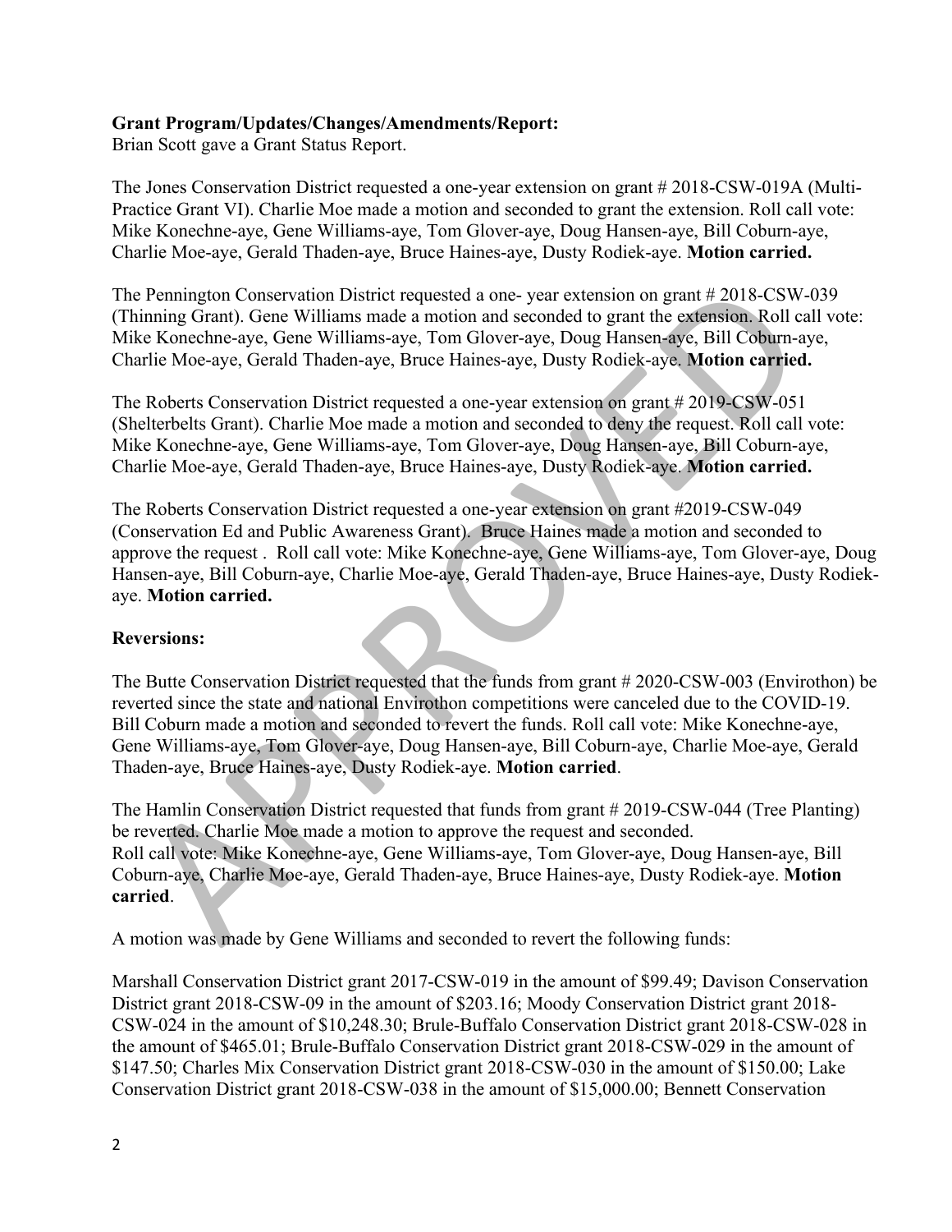**Grant Program/Updates/Changes/Amendments/Report:**
Brian Scott gave a Grant Status Report.

The Jones Conservation District requested a one-year extension on grant # 2018-CSW-019A (Multi-Practice Grant VI). Charlie Moe made a motion and seconded to grant the extension. Roll call vote: Mike Konechne-aye, Gene Williams-aye, Tom Glover-aye, Doug Hansen-aye, Bill Coburn-aye, Charlie Moe-aye, Gerald Thaden-aye, Bruce Haines-aye, Dusty Rodiek-aye. **Motion carried.**

The Pennington Conservation District requested a one- year extension on grant # 2018-CSW-039 (Thinning Grant). Gene Williams made a motion and seconded to grant the extension. Roll call vote: Mike Konechne-aye, Gene Williams-aye, Tom Glover-aye, Doug Hansen-aye, Bill Coburn-aye, Charlie Moe-aye, Gerald Thaden-aye, Bruce Haines-aye, Dusty Rodiek-aye. **Motion carried.**

The Roberts Conservation District requested a one-year extension on grant # 2019-CSW-051 (Shelterbelts Grant). Charlie Moe made a motion and seconded to deny the request. Roll call vote: Mike Konechne-aye, Gene Williams-aye, Tom Glover-aye, Doug Hansen-aye, Bill Coburn-aye, Charlie Moe-aye, Gerald Thaden-aye, Bruce Haines-aye, Dusty Rodiek-aye. **Motion carried.**

The Roberts Conservation District requested a one-year extension on grant #2019-CSW-049 (Conservation Ed and Public Awareness Grant). Bruce Haines made a motion and seconded to approve the request . Roll call vote: Mike Konechne-aye, Gene Williams-aye, Tom Glover-aye, Doug Hansen-aye, Bill Coburn-aye, Charlie Moe-aye, Gerald Thaden-aye, Bruce Haines-aye, Dusty Rodiek-aye. **Motion carried.**

**Reversions:**

The Butte Conservation District requested that the funds from grant # 2020-CSW-003 (Envirothon) be reverted since the state and national Envirothon competitions were canceled due to the COVID-19. Bill Coburn made a motion and seconded to revert the funds. Roll call vote: Mike Konechne-aye, Gene Williams-aye, Tom Glover-aye, Doug Hansen-aye, Bill Coburn-aye, Charlie Moe-aye, Gerald Thaden-aye, Bruce Haines-aye, Dusty Rodiek-aye. **Motion carried**.

The Hamlin Conservation District requested that funds from grant # 2019-CSW-044 (Tree Planting) be reverted. Charlie Moe made a motion to approve the request and seconded.
Roll call vote: Mike Konechne-aye, Gene Williams-aye, Tom Glover-aye, Doug Hansen-aye, Bill Coburn-aye, Charlie Moe-aye, Gerald Thaden-aye, Bruce Haines-aye, Dusty Rodiek-aye. **Motion carried**.

A motion was made by Gene Williams and seconded to revert the following funds:

Marshall Conservation District grant 2017-CSW-019 in the amount of $99.49; Davison Conservation District grant 2018-CSW-09 in the amount of $203.16; Moody Conservation District grant 2018-CSW-024 in the amount of $10,248.30; Brule-Buffalo Conservation District grant 2018-CSW-028 in the amount of $465.01; Brule-Buffalo Conservation District grant 2018-CSW-029 in the amount of $147.50; Charles Mix Conservation District grant 2018-CSW-030 in the amount of $150.00; Lake Conservation District grant 2018-CSW-038 in the amount of $15,000.00; Bennett Conservation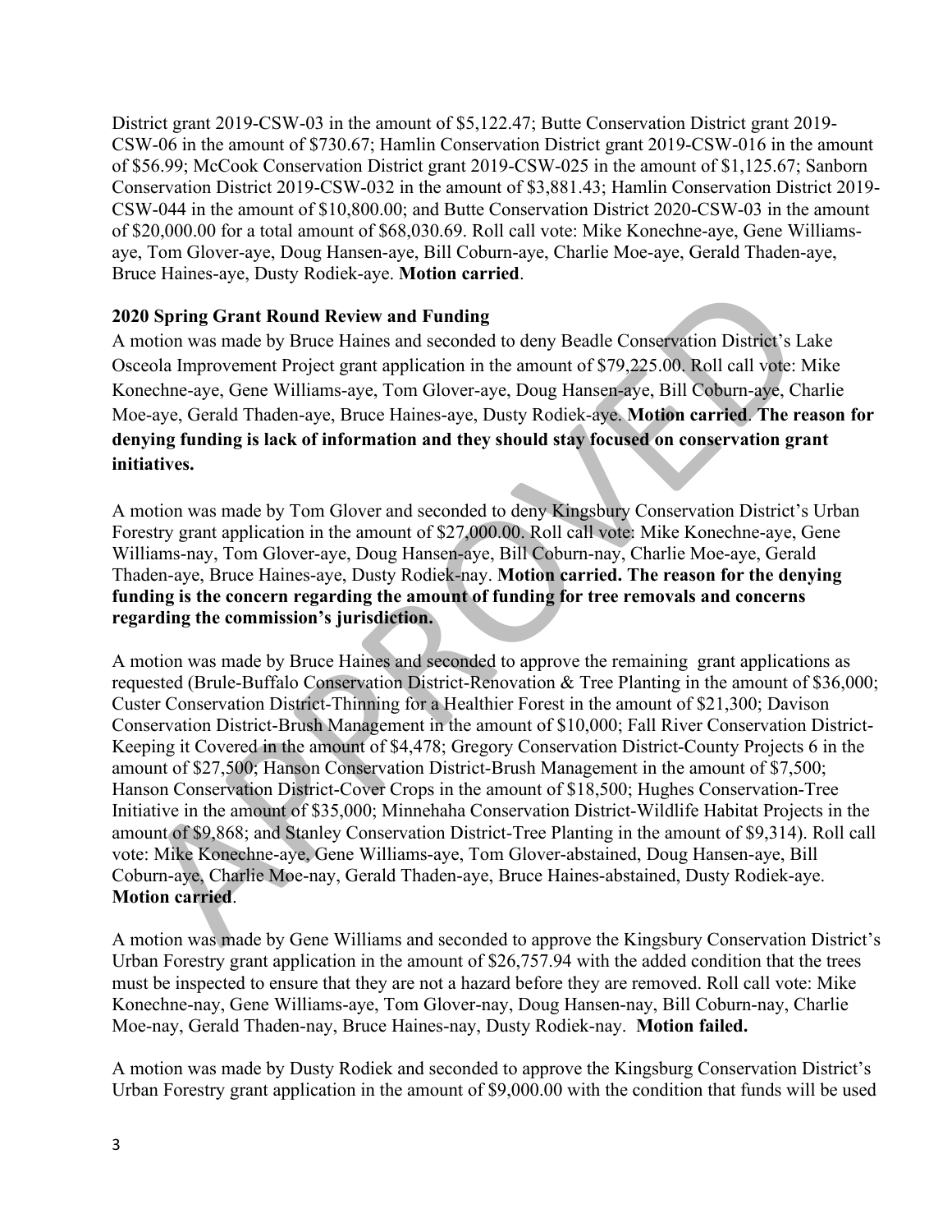District grant 2019-CSW-03 in the amount of $5,122.47; Butte Conservation District grant 2019-CSW-06 in the amount of $730.67; Hamlin Conservation District grant 2019-CSW-016 in the amount of $56.99; McCook Conservation District grant 2019-CSW-025 in the amount of $1,125.67; Sanborn Conservation District 2019-CSW-032 in the amount of $3,881.43; Hamlin Conservation District 2019-CSW-044 in the amount of $10,800.00; and Butte Conservation District 2020-CSW-03 in the amount of $20,000.00 for a total amount of $68,030.69. Roll call vote: Mike Konechne-aye, Gene Williams-aye, Tom Glover-aye, Doug Hansen-aye, Bill Coburn-aye, Charlie Moe-aye, Gerald Thaden-aye, Bruce Haines-aye, Dusty Rodiek-aye. **Motion carried**.

**2020 Spring Grant Round Review and Funding**

A motion was made by Bruce Haines and seconded to deny Beadle Conservation District's Lake Osceola Improvement Project grant application in the amount of $79,225.00. Roll call vote: Mike Konechne-aye, Gene Williams-aye, Tom Glover-aye, Doug Hansen-aye, Bill Coburn-aye, Charlie Moe-aye, Gerald Thaden-aye, Bruce Haines-aye, Dusty Rodiek-aye. **Motion carried**. **The reason for denying funding is lack of information and they should stay focused on conservation grant initiatives.**

A motion was made by Tom Glover and seconded to deny Kingsbury Conservation District's Urban Forestry grant application in the amount of $27,000.00. Roll call vote: Mike Konechne-aye, Gene Williams-nay, Tom Glover-aye, Doug Hansen-aye, Bill Coburn-nay, Charlie Moe-aye, Gerald Thaden-aye, Bruce Haines-aye, Dusty Rodiek-nay. **Motion carried. The reason for the denying funding is the concern regarding the amount of funding for tree removals and concerns regarding the commission's jurisdiction.**

A motion was made by Bruce Haines and seconded to approve the remaining grant applications as requested (Brule-Buffalo Conservation District-Renovation & Tree Planting in the amount of $36,000; Custer Conservation District-Thinning for a Healthier Forest in the amount of $21,300; Davison Conservation District-Brush Management in the amount of $10,000; Fall River Conservation District-Keeping it Covered in the amount of $4,478; Gregory Conservation District-County Projects 6 in the amount of $27,500; Hanson Conservation District-Brush Management in the amount of $7,500; Hanson Conservation District-Cover Crops in the amount of $18,500; Hughes Conservation-Tree Initiative in the amount of $35,000; Minnehaha Conservation District-Wildlife Habitat Projects in the amount of $9,868; and Stanley Conservation District-Tree Planting in the amount of $9,314). Roll call vote: Mike Konechne-aye, Gene Williams-aye, Tom Glover-abstained, Doug Hansen-aye, Bill Coburn-aye, Charlie Moe-nay, Gerald Thaden-aye, Bruce Haines-abstained, Dusty Rodiek-aye. **Motion carried**.

A motion was made by Gene Williams and seconded to approve the Kingsbury Conservation District's Urban Forestry grant application in the amount of $26,757.94 with the added condition that the trees must be inspected to ensure that they are not a hazard before they are removed. Roll call vote: Mike Konechne-nay, Gene Williams-aye, Tom Glover-nay, Doug Hansen-nay, Bill Coburn-nay, Charlie Moe-nay, Gerald Thaden-nay, Bruce Haines-nay, Dusty Rodiek-nay. **Motion failed.**

A motion was made by Dusty Rodiek and seconded to approve the Kingsburg Conservation District's Urban Forestry grant application in the amount of $9,000.00 with the condition that funds will be used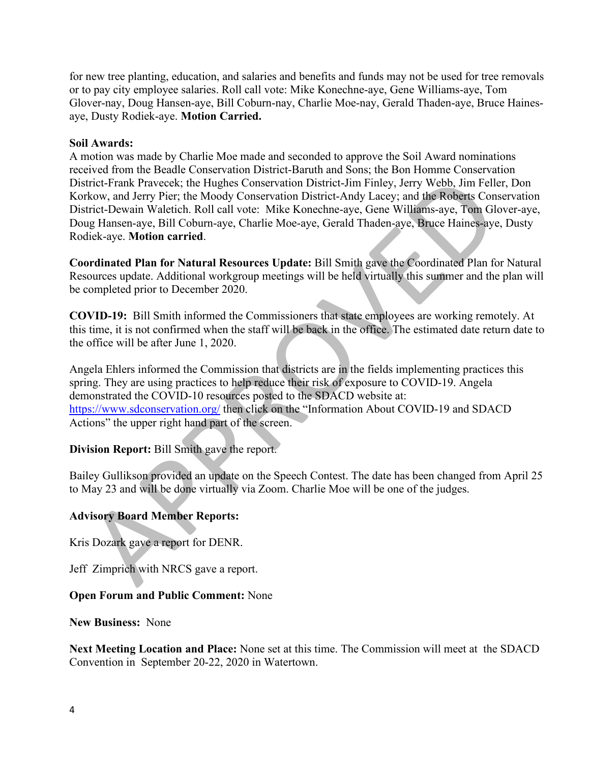for new tree planting, education, and salaries and benefits and funds may not be used for tree removals or to pay city employee salaries. Roll call vote: Mike Konechne-aye, Gene Williams-aye, Tom Glover-nay, Doug Hansen-aye, Bill Coburn-nay, Charlie Moe-nay, Gerald Thaden-aye, Bruce Haines-aye, Dusty Rodiek-aye. **Motion Carried.**

**Soil Awards:**
A motion was made by Charlie Moe made and seconded to approve the Soil Award nominations received from the Beadle Conservation District-Baruth and Sons; the Bon Homme Conservation District-Frank Pravecek; the Hughes Conservation District-Jim Finley, Jerry Webb, Jim Feller, Don Korkow, and Jerry Pier; the Moody Conservation District-Andy Lacey; and the Roberts Conservation District-Dewain Waletich. Roll call vote: Mike Konechne-aye, Gene Williams-aye, Tom Glover-aye, Doug Hansen-aye, Bill Coburn-aye, Charlie Moe-aye, Gerald Thaden-aye, Bruce Haines-aye, Dusty Rodiek-aye. **Motion carried**.

**Coordinated Plan for Natural Resources Update:** Bill Smith gave the Coordinated Plan for Natural Resources update. Additional workgroup meetings will be held virtually this summer and the plan will be completed prior to December 2020.

**COVID-19:** Bill Smith informed the Commissioners that state employees are working remotely. At this time, it is not confirmed when the staff will be back in the office. The estimated date return date to the office will be after June 1, 2020.

Angela Ehlers informed the Commission that districts are in the fields implementing practices this spring. They are using practices to help reduce their risk of exposure to COVID-19. Angela demonstrated the COVID-10 resources posted to the SDACD website at: https://www.sdconservation.org/ then click on the "Information About COVID-19 and SDACD Actions" the upper right hand part of the screen.

**Division Report:** Bill Smith gave the report.

Bailey Gullikson provided an update on the Speech Contest. The date has been changed from April 25 to May 23 and will be done virtually via Zoom. Charlie Moe will be one of the judges.

**Advisory Board Member Reports:**

Kris Dozark gave a report for DENR.

Jeff Zimprich with NRCS gave a report.

**Open Forum and Public Comment:** None

**New Business:** None

**Next Meeting Location and Place:** None set at this time. The Commission will meet at the SDACD Convention in September 20-22, 2020 in Watertown.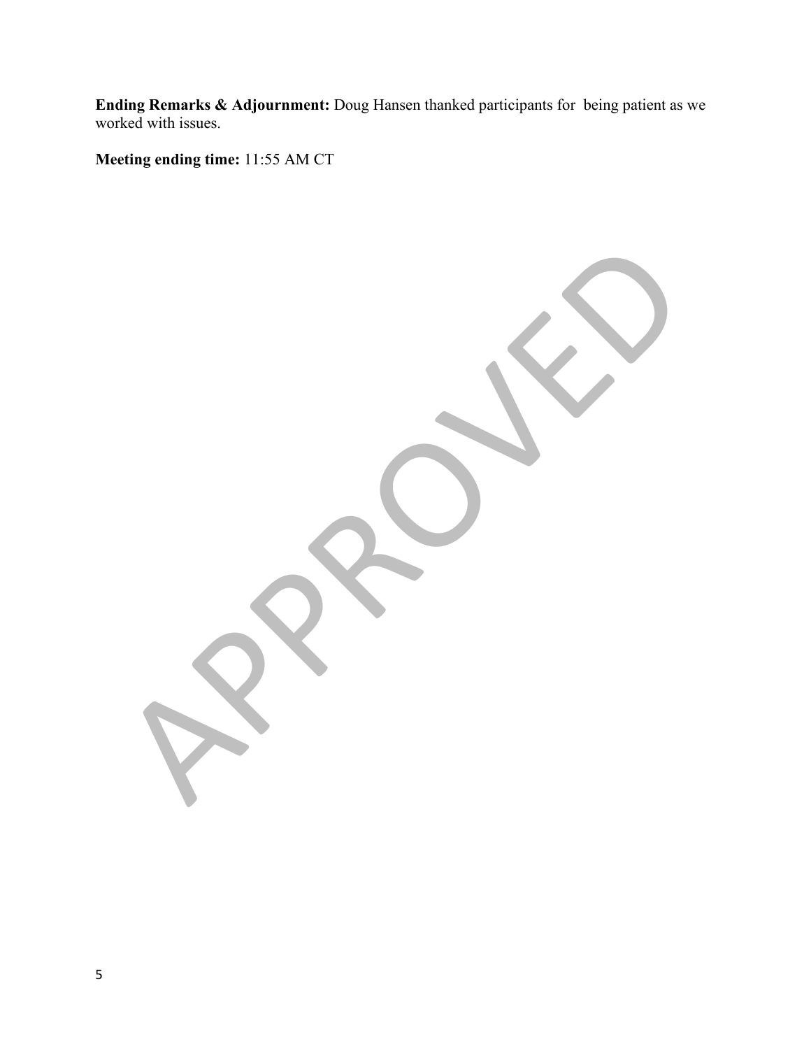**Ending Remarks & Adjournment:** Doug Hansen thanked participants for being patient as we worked with issues.

**Meeting ending time:** 11:55 AM CT